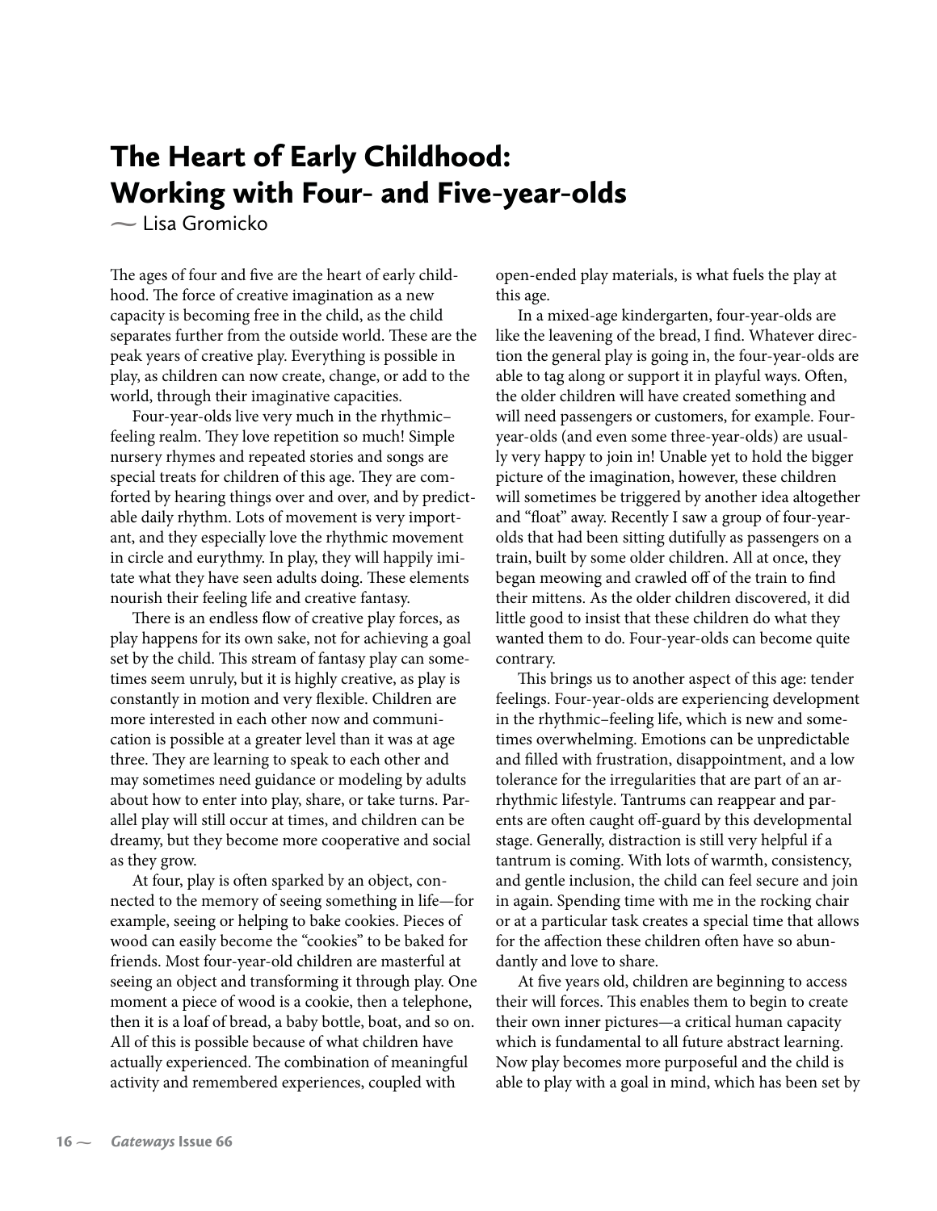# The Heart of Early Childhood: Working with Four- and Five-year-olds

~ Lisa Gromicko

The ages of four and five are the heart of early childhood. The force of creative imagination as a new capacity is becoming free in the child, as the child separates further from the outside world. These are the peak years of creative play. Everything is possible in play, as children can now create, change, or add to the world, through their imaginative capacities.

Four-year-olds live very much in the rhythmic–feeling realm. They love repetition so much! Simple nursery rhymes and repeated stories and songs are special treats for children of this age. They are comforted by hearing things over and over, and by predictable daily rhythm. Lots of movement is very important, and they especially love the rhythmic movement in circle and eurythmy. In play, they will happily imitate what they have seen adults doing. These elements nourish their feeling life and creative fantasy.

There is an endless flow of creative play forces, as play happens for its own sake, not for achieving a goal set by the child. This stream of fantasy play can sometimes seem unruly, but it is highly creative, as play is constantly in motion and very flexible. Children are more interested in each other now and communication is possible at a greater level than it was at age three. They are learning to speak to each other and may sometimes need guidance or modeling by adults about how to enter into play, share, or take turns. Parallel play will still occur at times, and children can be dreamy, but they become more cooperative and social as they grow.

At four, play is often sparked by an object, connected to the memory of seeing something in life—for example, seeing or helping to bake cookies. Pieces of wood can easily become the "cookies" to be baked for friends. Most four-year-old children are masterful at seeing an object and transforming it through play. One moment a piece of wood is a cookie, then a telephone, then it is a loaf of bread, a baby bottle, boat, and so on. All of this is possible because of what children have actually experienced. The combination of meaningful activity and remembered experiences, coupled with open-ended play materials, is what fuels the play at this age.

In a mixed-age kindergarten, four-year-olds are like the leavening of the bread, I find. Whatever direction the general play is going in, the four-year-olds are able to tag along or support it in playful ways. Often, the older children will have created something and will need passengers or customers, for example. Four-year-olds (and even some three-year-olds) are usually very happy to join in! Unable yet to hold the bigger picture of the imagination, however, these children will sometimes be triggered by another idea altogether and "float" away. Recently I saw a group of four-year-olds that had been sitting dutifully as passengers on a train, built by some older children. All at once, they began meowing and crawled off of the train to find their mittens. As the older children discovered, it did little good to insist that these children do what they wanted them to do. Four-year-olds can become quite contrary.

This brings us to another aspect of this age: tender feelings. Four-year-olds are experiencing development in the rhythmic–feeling life, which is new and sometimes overwhelming. Emotions can be unpredictable and filled with frustration, disappointment, and a low tolerance for the irregularities that are part of an arrhythmic lifestyle. Tantrums can reappear and parents are often caught off-guard by this developmental stage. Generally, distraction is still very helpful if a tantrum is coming. With lots of warmth, consistency, and gentle inclusion, the child can feel secure and join in again. Spending time with me in the rocking chair or at a particular task creates a special time that allows for the affection these children often have so abundantly and love to share.

At five years old, children are beginning to access their will forces. This enables them to begin to create their own inner pictures—a critical human capacity which is fundamental to all future abstract learning. Now play becomes more purposeful and the child is able to play with a goal in mind, which has been set by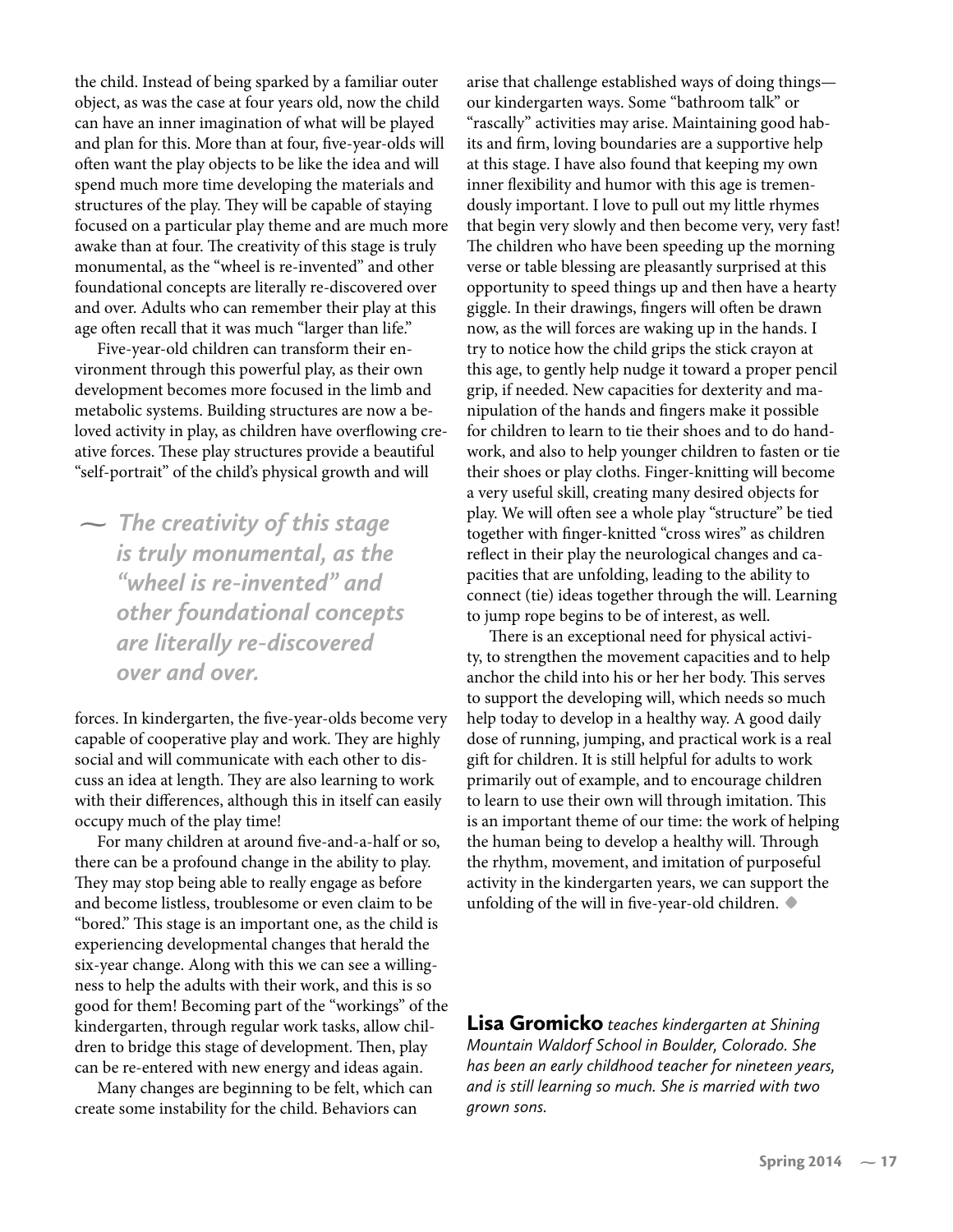the child. Instead of being sparked by a familiar outer object, as was the case at four years old, now the child can have an inner imagination of what will be played and plan for this. More than at four, five-year-olds will often want the play objects to be like the idea and will spend much more time developing the materials and structures of the play. They will be capable of staying focused on a particular play theme and are much more awake than at four. The creativity of this stage is truly monumental, as the "wheel is re-invented" and other foundational concepts are literally re-discovered over and over. Adults who can remember their play at this age often recall that it was much "larger than life."

Five-year-old children can transform their environment through this powerful play, as their own development becomes more focused in the limb and metabolic systems. Building structures are now a beloved activity in play, as children have overflowing creative forces. These play structures provide a beautiful "self-portrait" of the child's physical growth and will forces. In kindergarten, the five-year-olds become very capable of cooperative play and work. They are highly social and will communicate with each other to discuss an idea at length. They are also learning to work with their differences, although this in itself can easily occupy much of the play time!

> ~ *The creativity of this stage is truly monumental, as the "wheel is re-invented" and other foundational concepts are literally re-discovered over and over.*

For many children at around five-and-a-half or so, there can be a profound change in the ability to play. They may stop being able to really engage as before and become listless, troublesome or even claim to be "bored." This stage is an important one, as the child is experiencing developmental changes that herald the six-year change. Along with this we can see a willingness to help the adults with their work, and this is so good for them! Becoming part of the "workings" of the kindergarten, through regular work tasks, allow children to bridge this stage of development. Then, play can be re-entered with new energy and ideas again.

Many changes are beginning to be felt, which can create some instability for the child. Behaviors can arise that challenge established ways of doing things—our kindergarten ways. Some "bathroom talk" or "rascally" activities may arise. Maintaining good habits and firm, loving boundaries are a supportive help at this stage. I have also found that keeping my own inner flexibility and humor with this age is tremendously important. I love to pull out my little rhymes that begin very slowly and then become very, very fast! The children who have been speeding up the morning verse or table blessing are pleasantly surprised at this opportunity to speed things up and then have a hearty giggle. In their drawings, fingers will often be drawn now, as the will forces are waking up in the hands. I try to notice how the child grips the stick crayon at this age, to gently help nudge it toward a proper pencil grip, if needed. New capacities for dexterity and manipulation of the hands and fingers make it possible for children to learn to tie their shoes and to do handwork, and also to help younger children to fasten or tie their shoes or play cloths. Finger-knitting will become a very useful skill, creating many desired objects for play. We will often see a whole play "structure" be tied together with finger-knitted "cross wires" as children reflect in their play the neurological changes and capacities that are unfolding, leading to the ability to connect (tie) ideas together through the will. Learning to jump rope begins to be of interest, as well.

There is an exceptional need for physical activity, to strengthen the movement capacities and to help anchor the child into his or her her body. This serves to support the developing will, which needs so much help today to develop in a healthy way. A good daily dose of running, jumping, and practical work is a real gift for children. It is still helpful for adults to work primarily out of example, and to encourage children to learn to use their own will through imitation. This is an important theme of our time: the work of helping the human being to develop a healthy will. Through the rhythm, movement, and imitation of purposeful activity in the kindergarten years, we can support the unfolding of the will in five-year-old children. ◆

**Lisa Gromicko** *teaches kindergarten at Shining Mountain Waldorf School in Boulder, Colorado. She has been an early childhood teacher for nineteen years, and is still learning so much. She is married with two grown sons.*